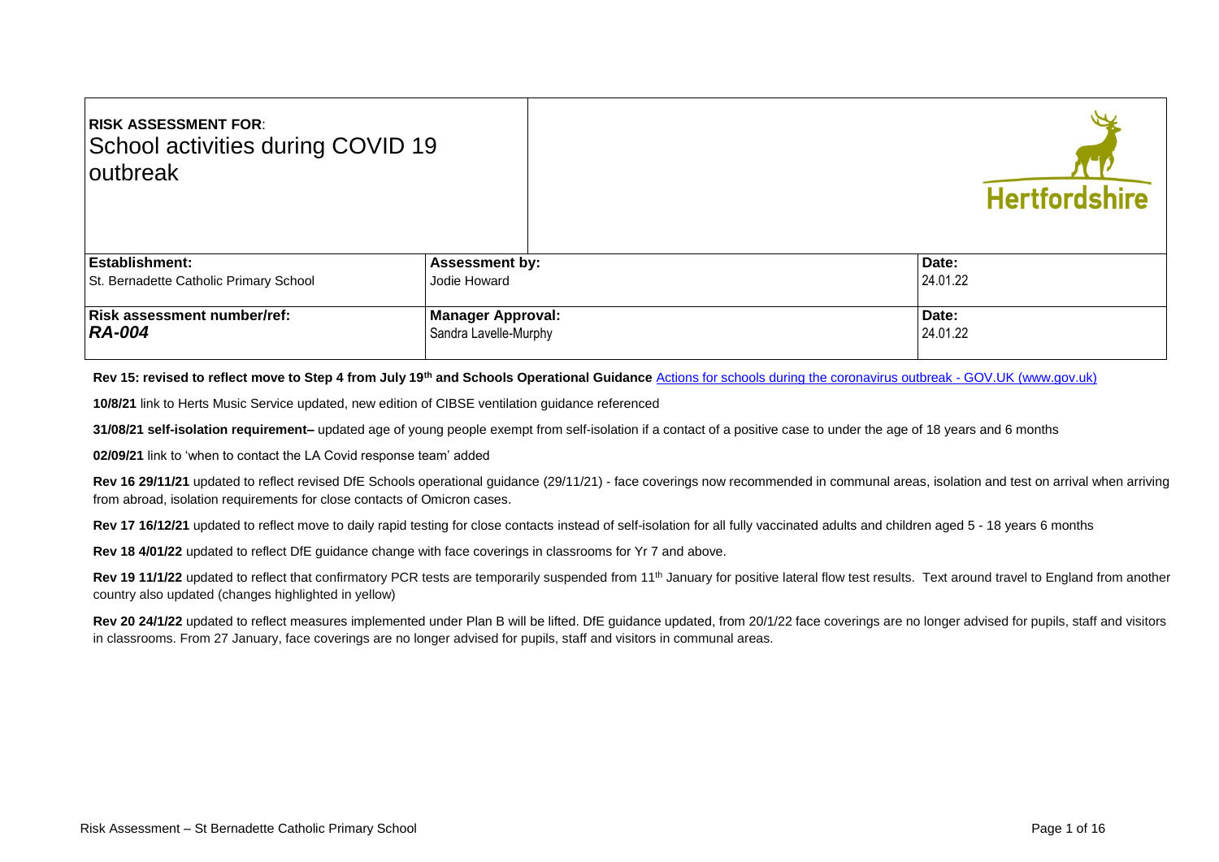| **RISK ASSESSMENT FOR**: School activities during COVID 19 outbreak | | Hertfordshire |
|---|---|---|
| **Establishment:** St. Bernadette Catholic Primary School | **Assessment by:** Jodie Howard | **Date:** 24.01.22 |
| **Risk assessment number/ref:** ***RA-004*** | **Manager Approval:** Sandra Lavelle-Murphy | **Date:** 24.01.22 |

**Rev 15: revised to reflect move to Step 4 from July 19th and Schools Operational Guidance** Actions for schools during the coronavirus outbreak - GOV.UK (www.gov.uk)

**10/8/21** link to Herts Music Service updated, new edition of CIBSE ventilation guidance referenced

**31/08/21 self-isolation requirement–** updated age of young people exempt from self-isolation if a contact of a positive case to under the age of 18 years and 6 months

**02/09/21** link to 'when to contact the LA Covid response team' added

**Rev 16 29/11/21** updated to reflect revised DfE Schools operational guidance (29/11/21) - face coverings now recommended in communal areas, isolation and test on arrival when arriving from abroad, isolation requirements for close contacts of Omicron cases.

**Rev 17 16/12/21** updated to reflect move to daily rapid testing for close contacts instead of self-isolation for all fully vaccinated adults and children aged 5 - 18 years 6 months

**Rev 18 4/01/22** updated to reflect DfE guidance change with face coverings in classrooms for Yr 7 and above.

**Rev 19 11/1/22** updated to reflect that confirmatory PCR tests are temporarily suspended from 11th January for positive lateral flow test results. Text around travel to England from another country also updated (changes highlighted in yellow)

**Rev 20 24/1/22** updated to reflect measures implemented under Plan B will be lifted. DfE guidance updated, from 20/1/22 face coverings are no longer advised for pupils, staff and visitors in classrooms. From 27 January, face coverings are no longer advised for pupils, staff and visitors in communal areas.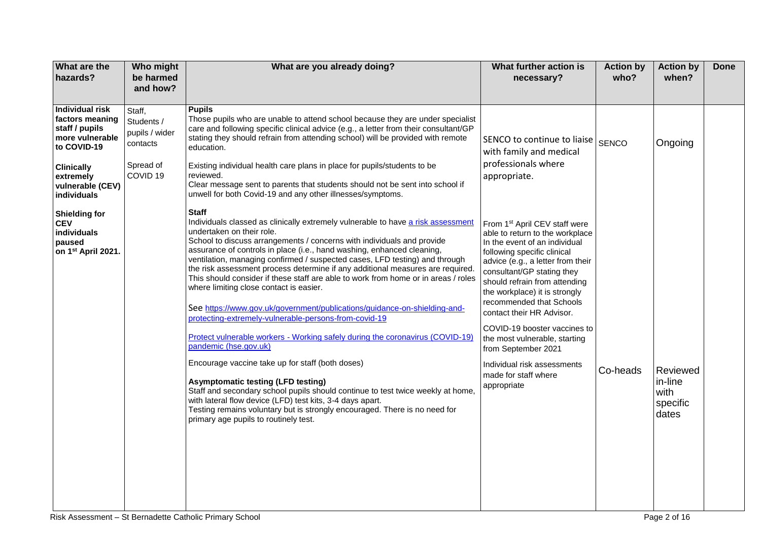| What are the hazards? | Who might be harmed and how? | What are you already doing? | What further action is necessary? | Action by who? | Action by when? | Done |
| --- | --- | --- | --- | --- | --- | --- |
| **Individual risk factors meaning staff / pupils more vulnerable to COVID-19**<br><br>**Clinically extremely vulnerable (CEV) individuals**<br><br>**Shielding for CEV individuals paused on 1st April 2021.** | Staff, Students / pupils / wider contacts<br><br>Spread of COVID 19 | **Pupils**<br>Those pupils who are unable to attend school because they are under specialist care and following specific clinical advice (e.g., a letter from their consultant/GP stating they should refrain from attending school) will be provided with remote education.<br><br>Existing individual health care plans in place for pupils/students to be reviewed.<br>Clear message sent to parents that students should not be sent into school if unwell for both Covid-19 and any other illnesses/symptoms. | SENCO to continue to liaise with family and medical professionals where appropriate. | SENCO | Ongoing | |
| | | **Staff**<br>Individuals classed as clinically extremely vulnerable to have [a risk assessment](#) undertaken on their role.<br>School to discuss arrangements / concerns with individuals and provide assurance of controls in place (i.e., hand washing, enhanced cleaning, ventilation, managing confirmed / suspected cases, LFD testing) and through the risk assessment process determine if any additional measures are required. This should consider if these staff are able to work from home or in areas / roles where limiting close contact is easier.<br><br>See https://www.gov.uk/government/publications/guidance-on-shielding-and-protecting-extremely-vulnerable-persons-from-covid-19<br><br>[Protect vulnerable workers - Working safely during the coronavirus (COVID-19) pandemic (hse.gov.uk)](#)<br><br>Encourage vaccine take up for staff (both doses)<br><br>**Asymptomatic testing (LFD testing)**<br>Staff and secondary school pupils should continue to test twice weekly at home, with lateral flow device (LFD) test kits, 3-4 days apart.<br>Testing remains voluntary but is strongly encouraged. There is no need for primary age pupils to routinely test. | From 1st April CEV staff were able to return to the workplace In the event of an individual following specific clinical advice (e.g., a letter from their consultant/GP stating they should refrain from attending the workplace) it is strongly recommended that Schools contact their HR Advisor.<br><br>COVID-19 booster vaccines to the most vulnerable, starting from September 2021<br><br>Individual risk assessments made for staff where appropriate | Co-heads | Reviewed in-line with specific dates | |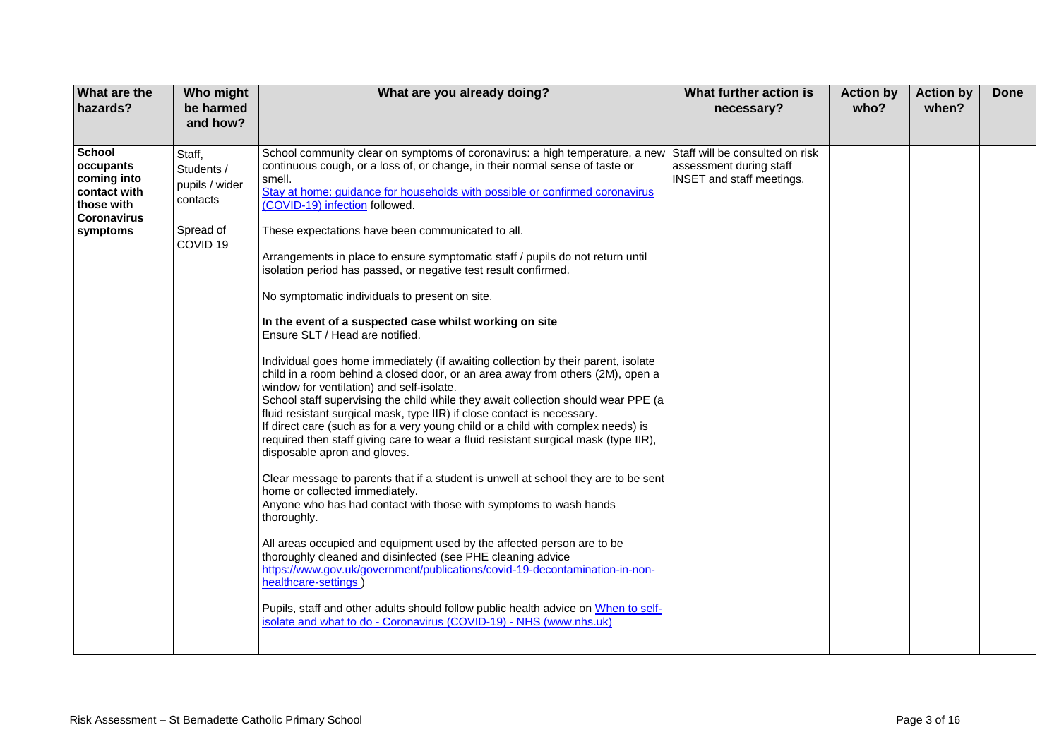| What are the hazards? | Who might be harmed and how? | What are you already doing? | What further action is necessary? | Action by who? | Action by when? | Done |
| --- | --- | --- | --- | --- | --- | --- |
| **School occupants coming into contact with those with Coronavirus symptoms** | Staff, Students / pupils / wider contacts<br><br>Spread of COVID 19 | School community clear on symptoms of coronavirus: a high temperature, a new continuous cough, or a loss of, or change, in their normal sense of taste or smell.<br>[Stay at home: guidance for households with possible or confirmed coronavirus (COVID-19) infection] followed.<br><br>These expectations have been communicated to all.<br><br>Arrangements in place to ensure symptomatic staff / pupils do not return until isolation period has passed, or negative test result confirmed.<br><br>No symptomatic individuals to present on site.<br><br>**In the event of a suspected case whilst working on site**<br>Ensure SLT / Head are notified.<br><br>Individual goes home immediately (if awaiting collection by their parent, isolate child in a room behind a closed door, or an area away from others (2M), open a window for ventilation) and self-isolate.<br>School staff supervising the child while they await collection should wear PPE (a fluid resistant surgical mask, type IIR) if close contact is necessary.<br>If direct care (such as for a very young child or a child with complex needs) is required then staff giving care to wear a fluid resistant surgical mask (type IIR), disposable apron and gloves.<br><br>Clear message to parents that if a student is unwell at school they are to be sent home or collected immediately.<br>Anyone who has had contact with those with symptoms to wash hands thoroughly.<br><br>All areas occupied and equipment used by the affected person are to be thoroughly cleaned and disinfected (see PHE cleaning advice https://www.gov.uk/government/publications/covid-19-decontamination-in-non-healthcare-settings )<br><br>Pupils, staff and other adults should follow public health advice on [When to self-isolate and what to do - Coronavirus (COVID-19) - NHS (www.nhs.uk)] | Staff will be consulted on risk assessment during staff INSET and staff meetings. | | | |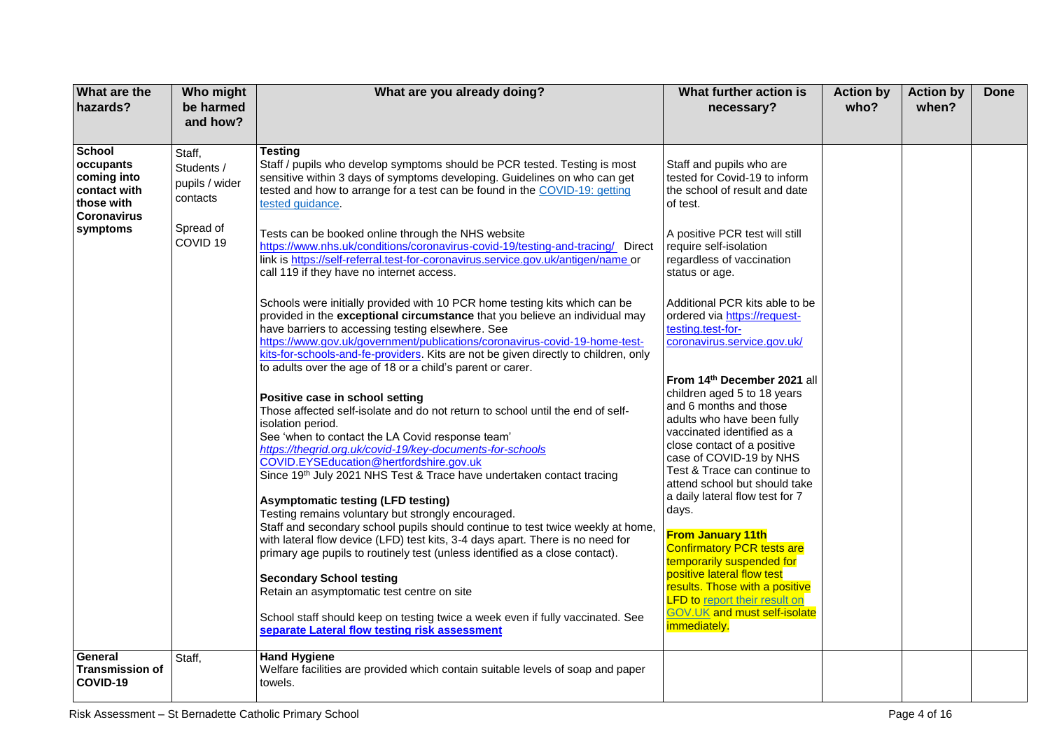| What are the hazards? | Who might be harmed and how? | What are you already doing? | What further action is necessary? | Action by who? | Action by when? | Done |
|---|---|---|---|---|---|---|
| **School occupants coming into contact with those with Coronavirus symptoms** | Staff, Students / pupils / wider contacts<br><br>Spread of COVID 19 | **Testing**<br>Staff / pupils who develop symptoms should be PCR tested. Testing is most sensitive within 3 days of symptoms developing. Guidelines on who can get tested and how to arrange for a test can be found in the [COVID-19: getting tested guidance](COVID-19: getting tested guidance).<br><br>Tests can be booked online through the NHS website https://www.nhs.uk/conditions/coronavirus-covid-19/testing-and-tracing/ Direct link is https://self-referral.test-for-coronavirus.service.gov.uk/antigen/name or call 119 if they have no internet access.<br><br>Schools were initially provided with 10 PCR home testing kits which can be provided in the **exceptional circumstance** that you believe an individual may have barriers to accessing testing elsewhere. See https://www.gov.uk/government/publications/coronavirus-covid-19-home-test-kits-for-schools-and-fe-providers. Kits are not be given directly to children, only to adults over the age of 18 or a child's parent or carer.<br><br>**Positive case in school setting**<br>Those affected self-isolate and do not return to school until the end of self-isolation period.<br>See 'when to contact the LA Covid response team'<br>*https://thegrid.org.uk/covid-19/key-documents-for-schools*<br>COVID.EYSEducation@hertfordshire.gov.uk<br>Since 19th July 2021 NHS Test & Trace have undertaken contact tracing<br><br>**Asymptomatic testing (LFD testing)**<br>Testing remains voluntary but strongly encouraged.<br>Staff and secondary school pupils should continue to test twice weekly at home, with lateral flow device (LFD) test kits, 3-4 days apart. There is no need for primary age pupils to routinely test (unless identified as a close contact).<br><br>**Secondary School testing**<br>Retain an asymptomatic test centre on site<br><br>School staff should keep on testing twice a week even if fully vaccinated. See **separate Lateral flow testing risk assessment** | Staff and pupils who are tested for Covid-19 to inform the school of result and date of test.<br><br>A positive PCR test will still require self-isolation regardless of vaccination status or age.<br><br>Additional PCR kits able to be ordered via https://request-testing.test-for-coronavirus.service.gov.uk/<br><br>**From 14th December 2021** all children aged 5 to 18 years and 6 months and those adults who have been fully vaccinated identified as a close contact of a positive case of COVID-19 by NHS Test & Trace can continue to attend school but should take a daily lateral flow test for 7 days.<br><br>**From January 11th**<br>Confirmatory PCR tests are temporarily suspended for positive lateral flow test results. Those with a positive LFD to report their result on GOV.UK and must self-isolate immediately. | | | |
| **General Transmission of COVID-19** | Staff, | **Hand Hygiene**<br>Welfare facilities are provided which contain suitable levels of soap and paper towels. | | | | |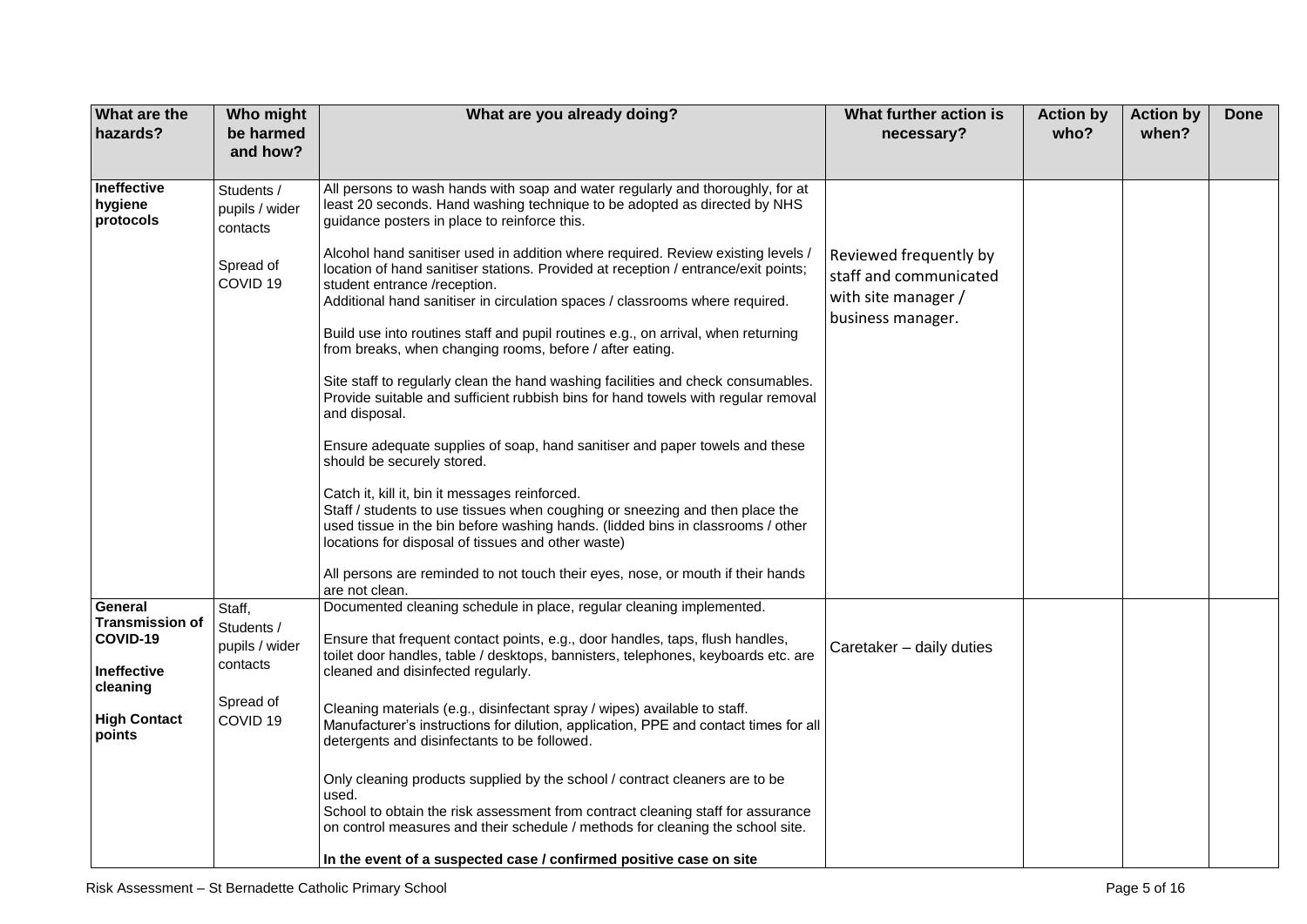| What are the hazards? | Who might be harmed and how? | What are you already doing? | What further action is necessary? | Action by who? | Action by when? | Done |
|---|---|---|---|---|---|---|
| **Ineffective hygiene protocols** | Students / pupils / wider contacts<br><br>Spread of COVID 19 | All persons to wash hands with soap and water regularly and thoroughly, for at least 20 seconds. Hand washing technique to be adopted as directed by NHS guidance posters in place to reinforce this.<br><br>Alcohol hand sanitiser used in addition where required. Review existing levels / location of hand sanitiser stations. Provided at reception / entrance/exit points; student entrance /reception.<br>Additional hand sanitiser in circulation spaces / classrooms where required.<br><br>Build use into routines staff and pupil routines e.g., on arrival, when returning from breaks, when changing rooms, before / after eating.<br><br>Site staff to regularly clean the hand washing facilities and check consumables. Provide suitable and sufficient rubbish bins for hand towels with regular removal and disposal.<br><br>Ensure adequate supplies of soap, hand sanitiser and paper towels and these should be securely stored.<br><br>Catch it, kill it, bin it messages reinforced.<br>Staff / students to use tissues when coughing or sneezing and then place the used tissue in the bin before washing hands. (lidded bins in classrooms / other locations for disposal of tissues and other waste)<br><br>All persons are reminded to not touch their eyes, nose, or mouth if their hands are not clean. | Reviewed frequently by staff and communicated with site manager / business manager. | | | |
| **General Transmission of COVID-19**<br><br>**Ineffective cleaning**<br><br>**High Contact points** | Staff, Students / pupils / wider contacts<br><br>Spread of COVID 19 | Documented cleaning schedule in place, regular cleaning implemented.<br><br>Ensure that frequent contact points, e.g., door handles, taps, flush handles, toilet door handles, table / desktops, bannisters, telephones, keyboards etc. are cleaned and disinfected regularly.<br><br>Cleaning materials (e.g., disinfectant spray / wipes) available to staff. Manufacturer's instructions for dilution, application, PPE and contact times for all detergents and disinfectants to be followed.<br><br>Only cleaning products supplied by the school / contract cleaners are to be used.<br>School to obtain the risk assessment from contract cleaning staff for assurance on control measures and their schedule / methods for cleaning the school site.<br><br>**In the event of a suspected case / confirmed positive case on site** | Caretaker – daily duties | | | |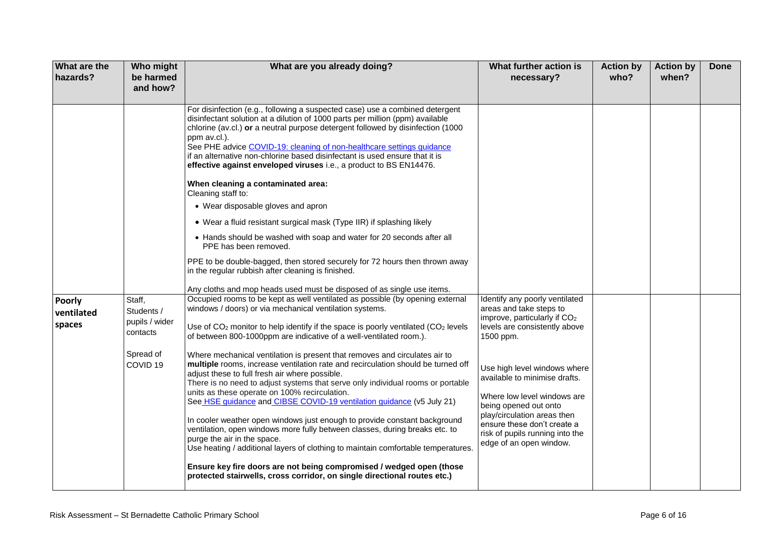| What are the hazards? | Who might be harmed and how? | What are you already doing? | What further action is necessary? | Action by who? | Action by when? | Done |
|---|---|---|---|---|---|---|
| | | For disinfection (e.g., following a suspected case) use a combined detergent disinfectant solution at a dilution of 1000 parts per million (ppm) available chlorine (av.cl.) **or** a neutral purpose detergent followed by disinfection (1000 ppm av.cl.).<br>See PHE advice [COVID-19: cleaning of non-healthcare settings guidance](#)<br>if an alternative non-chlorine based disinfectant is used ensure that it is **effective against enveloped viruses** i.e., a product to BS EN14476.<br><br>**When cleaning a contaminated area:**<br>Cleaning staff to:<br>• Wear disposable gloves and apron<br>• Wear a fluid resistant surgical mask (Type IIR) if splashing likely<br>• Hands should be washed with soap and water for 20 seconds after all PPE has been removed.<br><br>PPE to be double-bagged, then stored securely for 72 hours then thrown away in the regular rubbish after cleaning is finished.<br><br>Any cloths and mop heads used must be disposed of as single use items. | | | | |
| **Poorly ventilated spaces** | Staff, Students / pupils / wider contacts<br><br>Spread of COVID 19 | Occupied rooms to be kept as well ventilated as possible (by opening external windows / doors) or via mechanical ventilation systems.<br><br>Use of $CO_2$ monitor to help identify if the space is poorly ventilated ($CO_2$ levels of between 800-1000ppm are indicative of a well-ventilated room.).<br><br>Where mechanical ventilation is present that removes and circulates air to **multiple** rooms, increase ventilation rate and recirculation should be turned off adjust these to full fresh air where possible.<br>There is no need to adjust systems that serve only individual rooms or portable units as these operate on 100% recirculation.<br>See [HSE guidance](#) and [CIBSE COVID-19 ventilation guidance](#) (v5 July 21)<br><br>In cooler weather open windows just enough to provide constant background ventilation, open windows more fully between classes, during breaks etc. to purge the air in the space.<br>Use heating / additional layers of clothing to maintain comfortable temperatures.<br><br>**Ensure key fire doors are not being compromised / wedged open (those protected stairwells, cross corridor, on single directional routes etc.)** | Identify any poorly ventilated areas and take steps to improve, particularly if $CO_2$ levels are consistently above 1500 ppm.<br><br>Use high level windows where available to minimise drafts.<br><br>Where low level windows are being opened out onto play/circulation areas then ensure these don't create a risk of pupils running into the edge of an open window. | | | |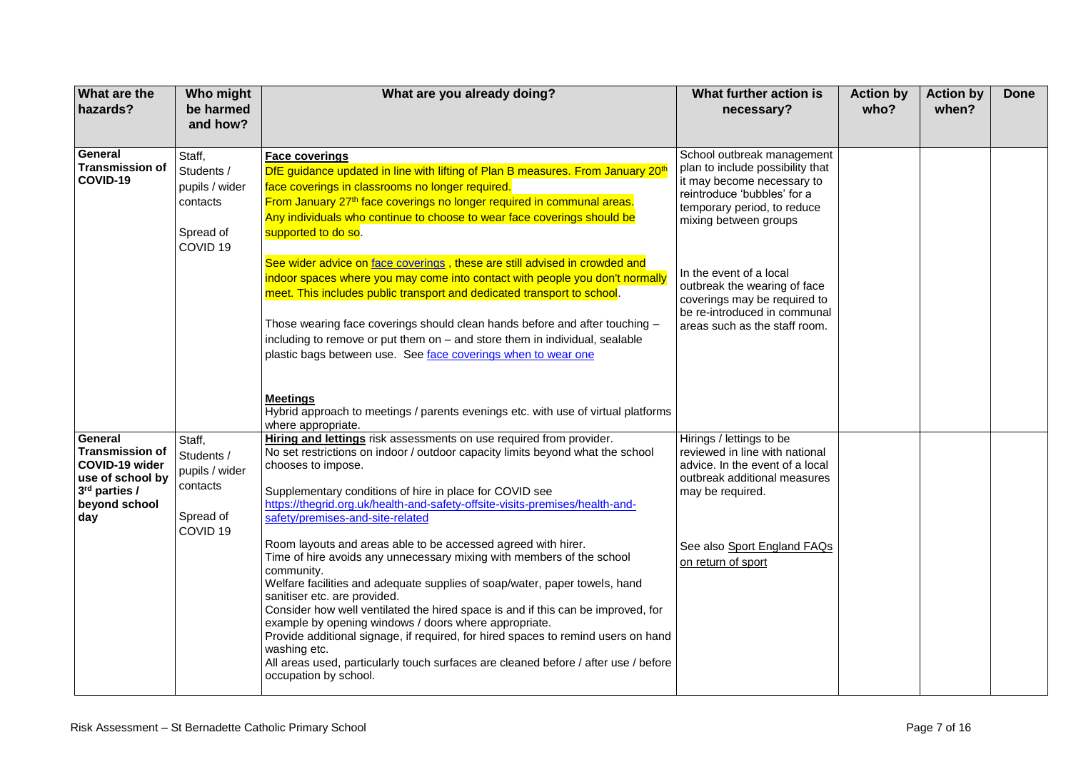| What are the hazards? | Who might be harmed and how? | What are you already doing? | What further action is necessary? | Action by who? | Action by when? | Done |
|---|---|---|---|---|---|---|
| **General Transmission of COVID-19** | Staff, Students / pupils / wider contacts<br><br>Spread of COVID 19 | **Face coverings**<br>DfE guidance updated in line with lifting of Plan B measures. From January 20th face coverings in classrooms no longer required.<br>From January 27th face coverings no longer required in communal areas.<br>Any individuals who continue to choose to wear face coverings should be supported to do so.<br><br>See wider advice on face coverings , these are still advised in crowded and indoor spaces where you may come into contact with people you don't normally meet. This includes public transport and dedicated transport to school.<br><br>Those wearing face coverings should clean hands before and after touching – including to remove or put them on – and store them in individual, sealable plastic bags between use. See face coverings when to wear one<br><br>**Meetings**<br>Hybrid approach to meetings / parents evenings etc. with use of virtual platforms where appropriate. | School outbreak management plan to include possibility that it may become necessary to reintroduce 'bubbles' for a temporary period, to reduce mixing between groups<br><br>In the event of a local outbreak the wearing of face coverings may be required to be re-introduced in communal areas such as the staff room. | | | |
| **General Transmission of COVID-19 wider use of school by 3rd parties / beyond school day** | Staff, Students / pupils / wider contacts<br><br>Spread of COVID 19 | **Hiring and lettings** risk assessments on use required from provider.<br>No set restrictions on indoor / outdoor capacity limits beyond what the school chooses to impose.<br><br>Supplementary conditions of hire in place for COVID see https://thegrid.org.uk/health-and-safety-offsite-visits-premises/health-and-safety/premises-and-site-related<br><br>Room layouts and areas able to be accessed agreed with hirer.<br>Time of hire avoids any unnecessary mixing with members of the school community.<br>Welfare facilities and adequate supplies of soap/water, paper towels, hand sanitiser etc. are provided.<br>Consider how well ventilated the hired space is and if this can be improved, for example by opening windows / doors where appropriate.<br>Provide additional signage, if required, for hired spaces to remind users on hand washing etc.<br>All areas used, particularly touch surfaces are cleaned before / after use / before occupation by school. | Hirings / lettings to be reviewed in line with national advice. In the event of a local outbreak additional measures may be required.<br><br>See also Sport England FAQs on return of sport | | | |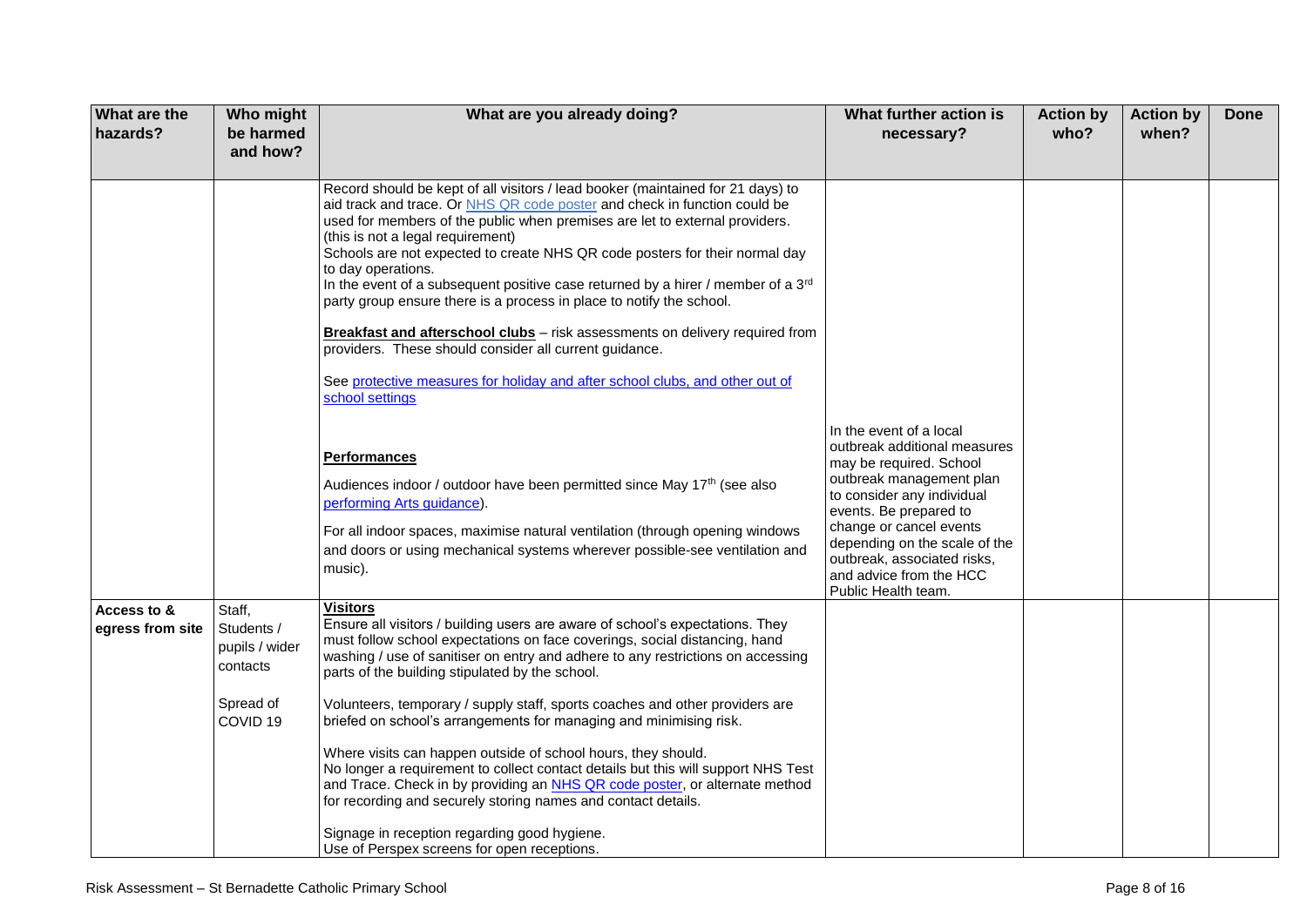| What are the hazards? | Who might be harmed and how? | What are you already doing? | What further action is necessary? | Action by who? | Action by when? | Done |
|---|---|---|---|---|---|---|
| | | Record should be kept of all visitors / lead booker (maintained for 21 days) to aid track and trace. Or NHS QR code poster and check in function could be used for members of the public when premises are let to external providers. (this is not a legal requirement)<br>Schools are not expected to create NHS QR code posters for their normal day to day operations.<br>In the event of a subsequent positive case returned by a hirer / member of a 3rd party group ensure there is a process in place to notify the school.<br><br>**Breakfast and afterschool clubs** – risk assessments on delivery required from providers. These should consider all current guidance.<br><br>See protective measures for holiday and after school clubs, and other out of school settings<br><br>**Performances**<br><br>Audiences indoor / outdoor have been permitted since May 17th (see also performing Arts guidance).<br><br>For all indoor spaces, maximise natural ventilation (through opening windows and doors or using mechanical systems wherever possible-see ventilation and music). | In the event of a local outbreak additional measures may be required. School outbreak management plan to consider any individual events. Be prepared to change or cancel events depending on the scale of the outbreak, associated risks, and advice from the HCC Public Health team. | | | |
| **Access to & egress from site** | Staff, Students / pupils / wider contacts<br><br>Spread of COVID 19 | **Visitors**<br>Ensure all visitors / building users are aware of school's expectations. They must follow school expectations on face coverings, social distancing, hand washing / use of sanitiser on entry and adhere to any restrictions on accessing parts of the building stipulated by the school.<br><br>Volunteers, temporary / supply staff, sports coaches and other providers are briefed on school's arrangements for managing and minimising risk.<br><br>Where visits can happen outside of school hours, they should.<br>No longer a requirement to collect contact details but this will support NHS Test and Trace. Check in by providing an NHS QR code poster, or alternate method for recording and securely storing names and contact details.<br><br>Signage in reception regarding good hygiene.<br>Use of Perspex screens for open receptions. | | | | |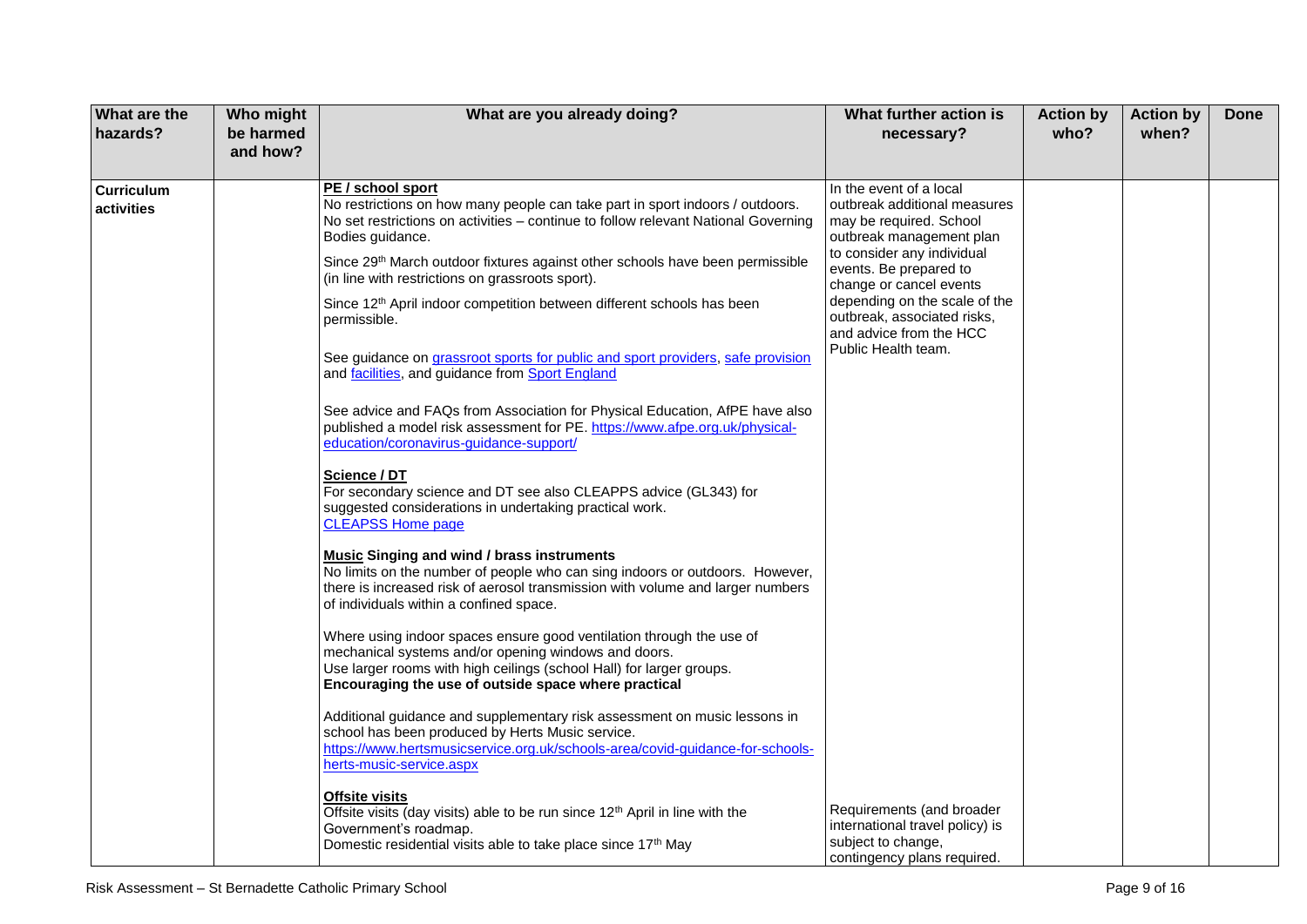| What are the hazards? | Who might be harmed and how? | What are you already doing? | What further action is necessary? | Action by who? | Action by when? | Done |
|---|---|---|---|---|---|---|
| **Curriculum activities** | | **PE / school sport**<br>No restrictions on how many people can take part in sport indoors / outdoors. No set restrictions on activities – continue to follow relevant National Governing Bodies guidance.<br><br>Since 29th March outdoor fixtures against other schools have been permissible (in line with restrictions on grassroots sport).<br><br>Since 12th April indoor competition between different schools has been permissible.<br><br>See guidance on grassroot sports for public and sport providers, safe provision and facilities, and guidance from Sport England<br><br>See advice and FAQs from Association for Physical Education, AfPE have also published a model risk assessment for PE. https://www.afpe.org.uk/physical-education/coronavirus-guidance-support/<br><br>**Science / DT**<br>For secondary science and DT see also CLEAPPS advice (GL343) for suggested considerations in undertaking practical work.<br>CLEAPSS Home page<br><br>**Music Singing and wind / brass instruments**<br>No limits on the number of people who can sing indoors or outdoors. However, there is increased risk of aerosol transmission with volume and larger numbers of individuals within a confined space.<br><br>Where using indoor spaces ensure good ventilation through the use of mechanical systems and/or opening windows and doors.<br>Use larger rooms with high ceilings (school Hall) for larger groups.<br>**Encouraging the use of outside space where practical**<br><br>Additional guidance and supplementary risk assessment on music lessons in school has been produced by Herts Music service.<br>https://www.hertsmusicservice.org.uk/schools-area/covid-guidance-for-schools-herts-music-service.aspx<br><br>**Offsite visits**<br>Offsite visits (day visits) able to be run since 12th April in line with the Government's roadmap.<br>Domestic residential visits able to take place since 17th May | In the event of a local outbreak additional measures may be required. School outbreak management plan to consider any individual events. Be prepared to change or cancel events depending on the scale of the outbreak, associated risks, and advice from the HCC Public Health team.<br><br>Requirements (and broader international travel policy) is subject to change, contingency plans required. | | | |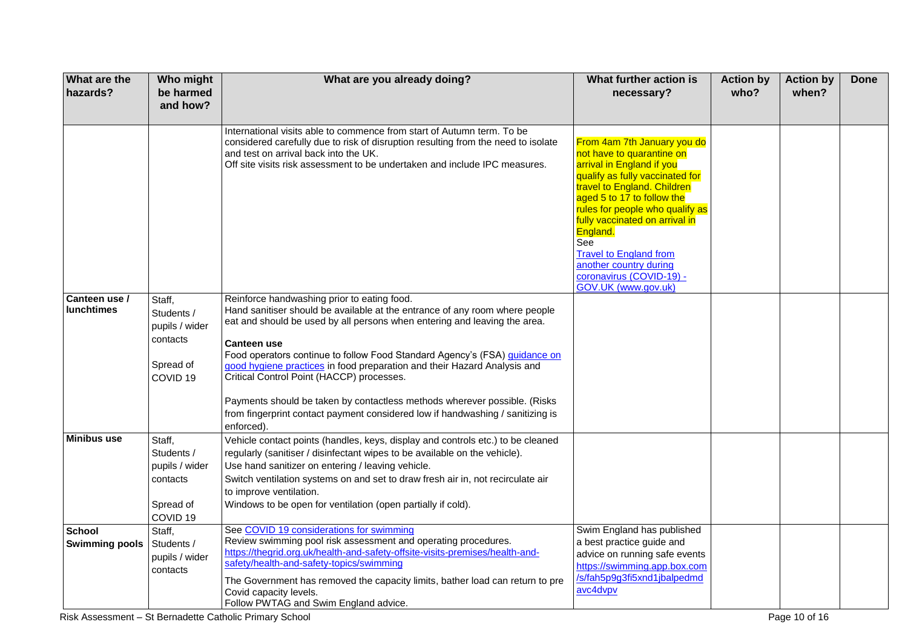| What are the hazards? | Who might be harmed and how? | What are you already doing? | What further action is necessary? | Action by who? | Action by when? | Done |
|---|---|---|---|---|---|---|
| | | International visits able to commence from start of Autumn term. To be considered carefully due to risk of disruption resulting from the need to isolate and test on arrival back into the UK.<br>Off site visits risk assessment to be undertaken and include IPC measures. | From 4am 7th January you do not have to quarantine on arrival in England if you qualify as fully vaccinated for travel to England. Children aged 5 to 17 to follow the rules for people who qualify as fully vaccinated on arrival in England.<br>See<br>[Travel to England from another country during coronavirus (COVID-19) - GOV.UK (www.gov.uk)]() | | | |
| **Canteen use / lunchtimes** | Staff,<br>Students / pupils / wider contacts<br><br>Spread of COVID 19 | Reinforce handwashing prior to eating food.<br>Hand sanitiser should be available at the entrance of any room where people eat and should be used by all persons when entering and leaving the area.<br><br>**Canteen use**<br>Food operators continue to follow Food Standard Agency's (FSA) [guidance on good hygiene practices]() in food preparation and their Hazard Analysis and Critical Control Point (HACCP) processes.<br><br>Payments should be taken by contactless methods wherever possible. (Risks from fingerprint contact payment considered low if handwashing / sanitizing is enforced). | | | | |
| **Minibus use** | Staff,<br>Students / pupils / wider contacts<br><br>Spread of COVID 19 | Vehicle contact points (handles, keys, display and controls etc.) to be cleaned regularly (sanitiser / disinfectant wipes to be available on the vehicle).<br>Use hand sanitizer on entering / leaving vehicle.<br>Switch ventilation systems on and set to draw fresh air in, not recirculate air to improve ventilation.<br>Windows to be open for ventilation (open partially if cold). | | | | |
| **School Swimming pools** | Staff,<br>Students / pupils / wider contacts | See [COVID 19 considerations for swimming]()<br>Review swimming pool risk assessment and operating procedures.<br>https://thegrid.org.uk/health-and-safety-offsite-visits-premises/health-and-safety/health-and-safety-topics/swimming<br><br>The Government has removed the capacity limits, bather load can return to pre Covid capacity levels.<br>Follow PWTAG and Swim England advice. | Swim England has published a best practice guide and advice on running safe events https://swimming.app.box.com/s/fah5p9g3fi5xnd1jbalpedmdavc4dvpv | | | |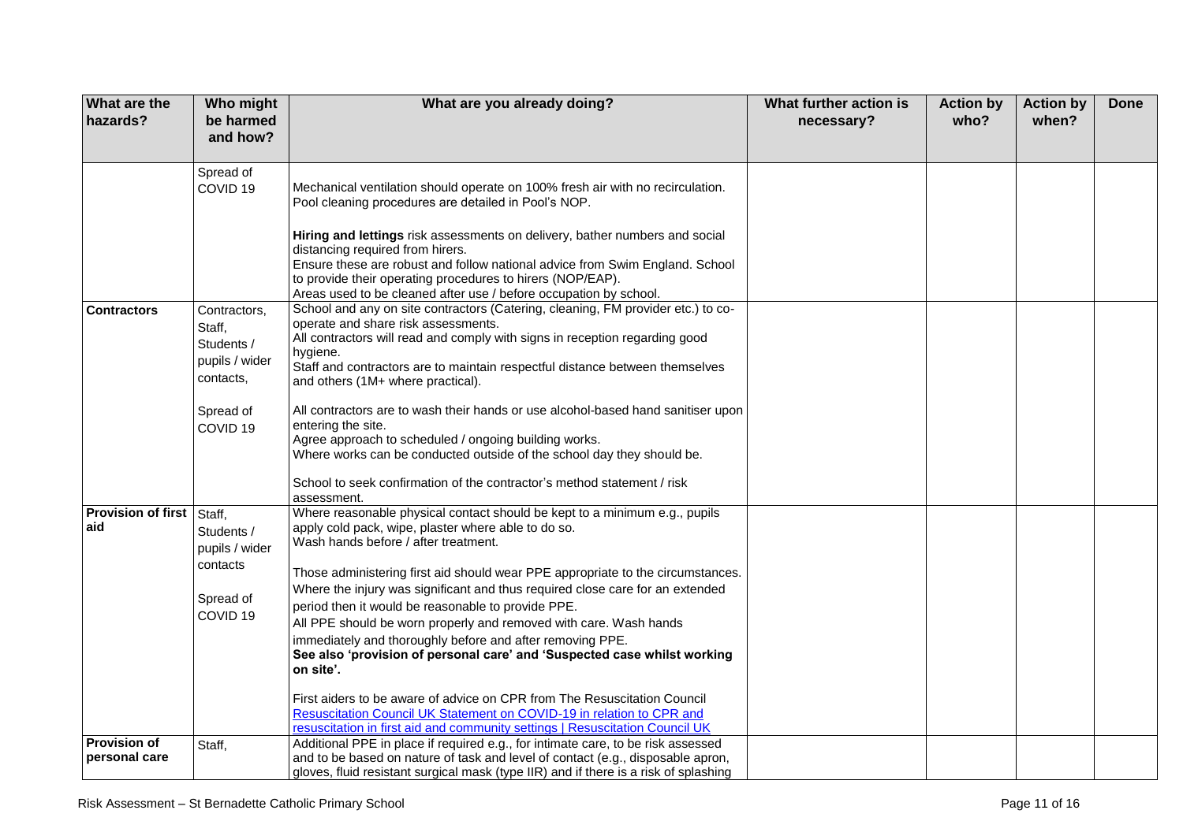| What are the hazards? | Who might be harmed and how? | What are you already doing? | What further action is necessary? | Action by who? | Action by when? | Done |
|---|---|---|---|---|---|---|
| | Spread of COVID 19 | Mechanical ventilation should operate on 100% fresh air with no recirculation.<br>Pool cleaning procedures are detailed in Pool's NOP.<br><br>**Hiring and lettings** risk assessments on delivery, bather numbers and social distancing required from hirers.<br>Ensure these are robust and follow national advice from Swim England. School to provide their operating procedures to hirers (NOP/EAP).<br>Areas used to be cleaned after use / before occupation by school. | | | | |
| **Contractors** | Contractors, Staff, Students / pupils / wider contacts,<br><br>Spread of COVID 19 | School and any on site contractors (Catering, cleaning, FM provider etc.) to co-operate and share risk assessments.<br>All contractors will read and comply with signs in reception regarding good hygiene.<br>Staff and contractors are to maintain respectful distance between themselves and others (1M+ where practical).<br><br>All contractors are to wash their hands or use alcohol-based hand sanitiser upon entering the site.<br>Agree approach to scheduled / ongoing building works.<br>Where works can be conducted outside of the school day they should be.<br><br>School to seek confirmation of the contractor's method statement / risk assessment. | | | | |
| **Provision of first aid** | Staff, Students / pupils / wider contacts<br><br>Spread of COVID 19 | Where reasonable physical contact should be kept to a minimum e.g., pupils apply cold pack, wipe, plaster where able to do so.<br>Wash hands before / after treatment.<br><br>Those administering first aid should wear PPE appropriate to the circumstances. Where the injury was significant and thus required close care for an extended period then it would be reasonable to provide PPE.<br>All PPE should be worn properly and removed with care. Wash hands immediately and thoroughly before and after removing PPE.<br>**See also 'provision of personal care' and 'Suspected case whilst working on site'.**<br><br>First aiders to be aware of advice on CPR from The Resuscitation Council [Resuscitation Council UK Statement on COVID-19 in relation to CPR and resuscitation in first aid and community settings \| Resuscitation Council UK] | | | | |
| **Provision of personal care** | Staff, | Additional PPE in place if required e.g., for intimate care, to be risk assessed and to be based on nature of task and level of contact (e.g., disposable apron, gloves, fluid resistant surgical mask (type IIR) and if there is a risk of splashing | | | | |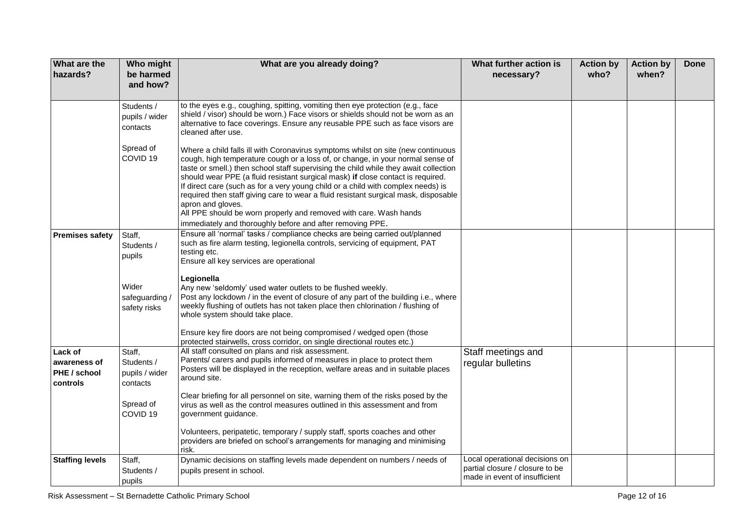| What are the hazards? | Who might be harmed and how? | What are you already doing? | What further action is necessary? | Action by who? | Action by when? | Done |
|---|---|---|---|---|---|---|
| | Students / pupils / wider contacts<br><br>Spread of COVID 19 | to the eyes e.g., coughing, spitting, vomiting then eye protection (e.g., face shield / visor) should be worn.) Face visors or shields should not be worn as an alternative to face coverings. Ensure any reusable PPE such as face visors are cleaned after use.<br><br>Where a child falls ill with Coronavirus symptoms whilst on site (new continuous cough, high temperature cough or a loss of, or change, in your normal sense of taste or smell.) then school staff supervising the child while they await collection should wear PPE (a fluid resistant surgical mask) **if** close contact is required. If direct care (such as for a very young child or a child with complex needs) is required then staff giving care to wear a fluid resistant surgical mask, disposable apron and gloves.<br>All PPE should be worn properly and removed with care. Wash hands immediately and thoroughly before and after removing PPE. | | | | |
| **Premises safety** | Staff, Students / pupils<br><br>Wider safeguarding / safety risks | Ensure all 'normal' tasks / compliance checks are being carried out/planned such as fire alarm testing, legionella controls, servicing of equipment, PAT testing etc.<br>Ensure all key services are operational<br><br>**Legionella**<br>Any new 'seldomly' used water outlets to be flushed weekly.<br>Post any lockdown / in the event of closure of any part of the building i.e., where weekly flushing of outlets has not taken place then chlorination / flushing of whole system should take place.<br><br>Ensure key fire doors are not being compromised / wedged open (those protected stairwells, cross corridor, on single directional routes etc.) | | | | |
| **Lack of awareness of PHE / school controls** | Staff, Students / pupils / wider contacts<br><br>Spread of COVID 19 | All staff consulted on plans and risk assessment.<br>Parents/ carers and pupils informed of measures in place to protect them<br>Posters will be displayed in the reception, welfare areas and in suitable places around site.<br><br>Clear briefing for all personnel on site, warning them of the risks posed by the virus as well as the control measures outlined in this assessment and from government guidance.<br><br>Volunteers, peripatetic, temporary / supply staff, sports coaches and other providers are briefed on school's arrangements for managing and minimising risk. | Staff meetings and regular bulletins | | | |
| **Staffing levels** | Staff, Students / pupils | Dynamic decisions on staffing levels made dependent on numbers / needs of pupils present in school. | Local operational decisions on partial closure / closure to be made in event of insufficient | | | |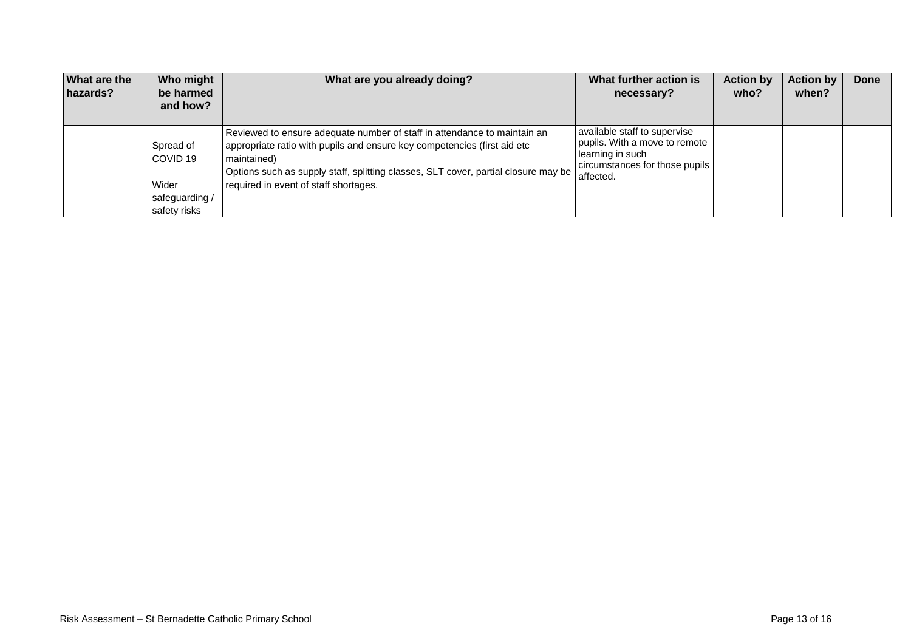| What are the hazards? | Who might be harmed and how? | What are you already doing? | What further action is necessary? | Action by who? | Action by when? | Done |
|---|---|---|---|---|---|---|
| | Spread of COVID 19<br><br>Wider safeguarding / safety risks | Reviewed to ensure adequate number of staff in attendance to maintain an appropriate ratio with pupils and ensure key competencies (first aid etc maintained)<br>Options such as supply staff, splitting classes, SLT cover, partial closure may be required in event of staff shortages. | available staff to supervise pupils. With a move to remote learning in such circumstances for those pupils affected. | | | |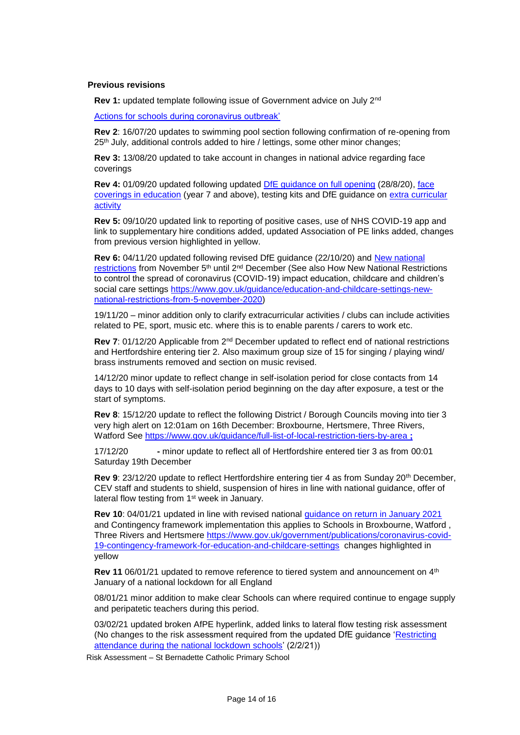**Previous revisions**

**Rev 1:** updated template following issue of Government advice on July 2nd

Actions for schools during coronavirus outbreak'

**Rev 2**: 16/07/20 updates to swimming pool section following confirmation of re-opening from 25th July, additional controls added to hire / lettings, some other minor changes;

**Rev 3:** 13/08/20 updated to take account in changes in national advice regarding face coverings

**Rev 4:** 01/09/20 updated following updated DfE guidance on full opening (28/8/20), face coverings in education (year 7 and above), testing kits and DfE guidance on extra curricular activity

**Rev 5:** 09/10/20 updated link to reporting of positive cases, use of NHS COVID-19 app and link to supplementary hire conditions added, updated Association of PE links added, changes from previous version highlighted in yellow.

**Rev 6:** 04/11/20 updated following revised DfE guidance (22/10/20) and New national restrictions from November 5th until 2nd December (See also How New National Restrictions to control the spread of coronavirus (COVID-19) impact education, childcare and children's social care settings https://www.gov.uk/guidance/education-and-childcare-settings-new-national-restrictions-from-5-november-2020)

19/11/20 – minor addition only to clarify extracurricular activities / clubs can include activities related to PE, sport, music etc. where this is to enable parents / carers to work etc.

**Rev 7**: 01/12/20 Applicable from 2nd December updated to reflect end of national restrictions and Hertfordshire entering tier 2. Also maximum group size of 15 for singing / playing wind/ brass instruments removed and section on music revised.

14/12/20 minor update to reflect change in self-isolation period for close contacts from 14 days to 10 days with self-isolation period beginning on the day after exposure, a test or the start of symptoms.

**Rev 8**: 15/12/20 update to reflect the following District / Borough Councils moving into tier 3 very high alert on 12:01am on 16th December: Broxbourne, Hertsmere, Three Rivers, Watford See https://www.gov.uk/guidance/full-list-of-local-restriction-tiers-by-area **;**

17/12/20 **-** minor update to reflect all of Hertfordshire entered tier 3 as from 00:01 Saturday 19th December

**Rev 9**: 23/12/20 update to reflect Hertfordshire entering tier 4 as from Sunday 20th December, CEV staff and students to shield, suspension of hires in line with national guidance, offer of lateral flow testing from 1st week in January.

**Rev 10**: 04/01/21 updated in line with revised national guidance on return in January 2021 and Contingency framework implementation this applies to Schools in Broxbourne, Watford , Three Rivers and Hertsmere https://www.gov.uk/government/publications/coronavirus-covid-19-contingency-framework-for-education-and-childcare-settings changes highlighted in yellow

**Rev 11** 06/01/21 updated to remove reference to tiered system and announcement on 4th January of a national lockdown for all England

08/01/21 minor addition to make clear Schools can where required continue to engage supply and peripatetic teachers during this period.

03/02/21 updated broken AfPE hyperlink, added links to lateral flow testing risk assessment (No changes to the risk assessment required from the updated DfE guidance 'Restricting attendance during the national lockdown schools' (2/2/21))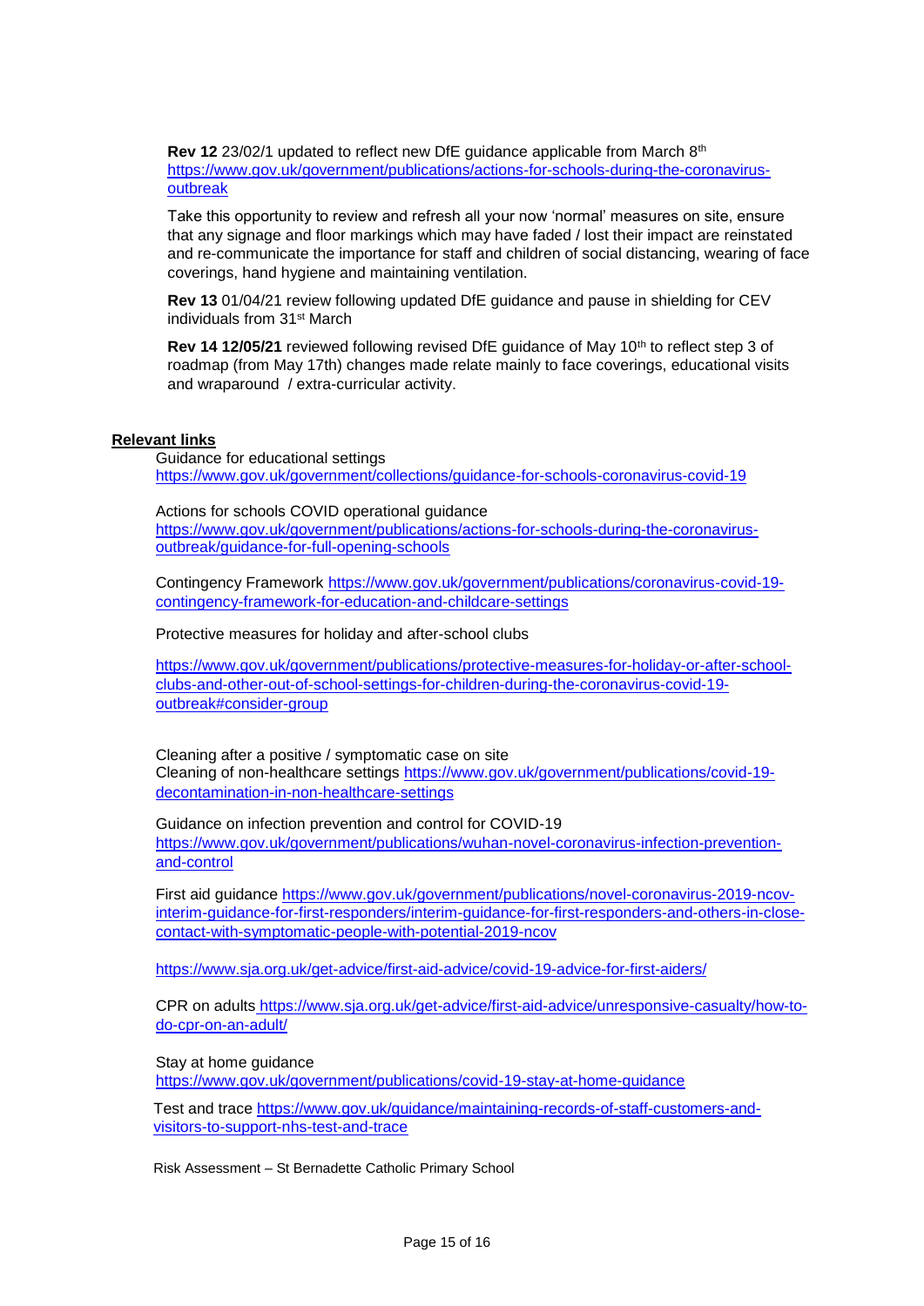**Rev 12** 23/02/1 updated to reflect new DfE guidance applicable from March 8th https://www.gov.uk/government/publications/actions-for-schools-during-the-coronavirus-outbreak

Take this opportunity to review and refresh all your now 'normal' measures on site, ensure that any signage and floor markings which may have faded / lost their impact are reinstated and re-communicate the importance for staff and children of social distancing, wearing of face coverings, hand hygiene and maintaining ventilation.

**Rev 13** 01/04/21 review following updated DfE guidance and pause in shielding for CEV individuals from 31st March

**Rev 14 12/05/21** reviewed following revised DfE guidance of May 10th to reflect step 3 of roadmap (from May 17th) changes made relate mainly to face coverings, educational visits and wraparound / extra-curricular activity.

**Relevant links**

Guidance for educational settings
https://www.gov.uk/government/collections/guidance-for-schools-coronavirus-covid-19

Actions for schools COVID operational guidance
https://www.gov.uk/government/publications/actions-for-schools-during-the-coronavirus-outbreak/guidance-for-full-opening-schools

Contingency Framework https://www.gov.uk/government/publications/coronavirus-covid-19-contingency-framework-for-education-and-childcare-settings

Protective measures for holiday and after-school clubs

https://www.gov.uk/government/publications/protective-measures-for-holiday-or-after-school-clubs-and-other-out-of-school-settings-for-children-during-the-coronavirus-covid-19-outbreak#consider-group

Cleaning after a positive / symptomatic case on site
Cleaning of non-healthcare settings https://www.gov.uk/government/publications/covid-19-decontamination-in-non-healthcare-settings

Guidance on infection prevention and control for COVID-19
https://www.gov.uk/government/publications/wuhan-novel-coronavirus-infection-prevention-and-control

First aid guidance https://www.gov.uk/government/publications/novel-coronavirus-2019-ncov-interim-guidance-for-first-responders/interim-guidance-for-first-responders-and-others-in-close-contact-with-symptomatic-people-with-potential-2019-ncov

https://www.sja.org.uk/get-advice/first-aid-advice/covid-19-advice-for-first-aiders/

CPR on adults https://www.sja.org.uk/get-advice/first-aid-advice/unresponsive-casualty/how-to-do-cpr-on-an-adult/

Stay at home guidance
https://www.gov.uk/government/publications/covid-19-stay-at-home-guidance

Test and trace https://www.gov.uk/guidance/maintaining-records-of-staff-customers-and-visitors-to-support-nhs-test-and-trace

Risk Assessment – St Bernadette Catholic Primary School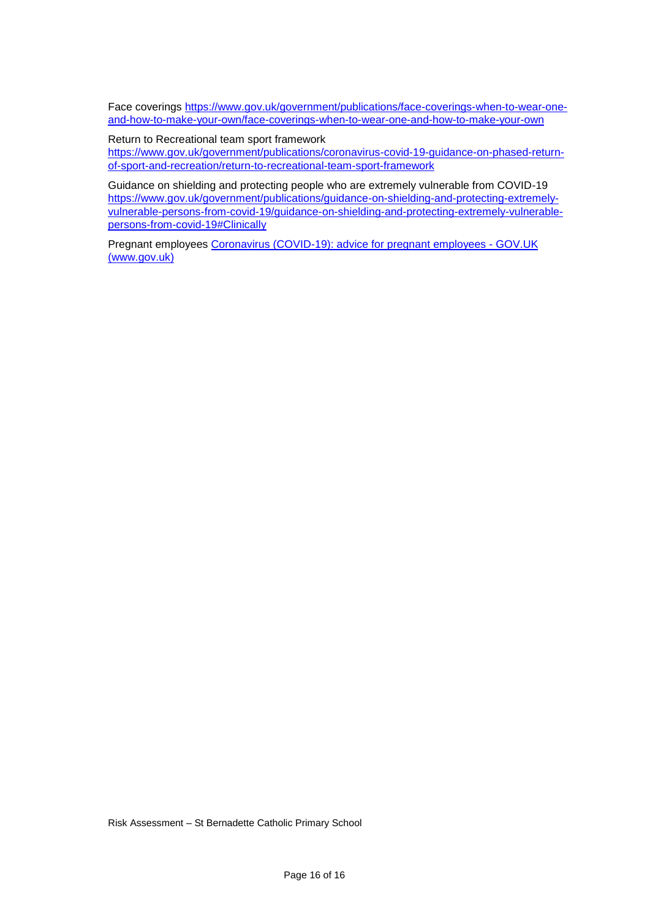Face coverings [https://www.gov.uk/government/publications/face-coverings-when-to-wear-one-and-how-to-make-your-own/face-coverings-when-to-wear-one-and-how-to-make-your-own](https://www.gov.uk/government/publications/face-coverings-when-to-wear-one-and-how-to-make-your-own/face-coverings-when-to-wear-one-and-how-to-make-your-own)

Return to Recreational team sport framework
[https://www.gov.uk/government/publications/coronavirus-covid-19-guidance-on-phased-return-of-sport-and-recreation/return-to-recreational-team-sport-framework](https://www.gov.uk/government/publications/coronavirus-covid-19-guidance-on-phased-return-of-sport-and-recreation/return-to-recreational-team-sport-framework)

Guidance on shielding and protecting people who are extremely vulnerable from COVID-19
[https://www.gov.uk/government/publications/guidance-on-shielding-and-protecting-extremely-vulnerable-persons-from-covid-19/guidance-on-shielding-and-protecting-extremely-vulnerable-persons-from-covid-19#Clinically](https://www.gov.uk/government/publications/guidance-on-shielding-and-protecting-extremely-vulnerable-persons-from-covid-19/guidance-on-shielding-and-protecting-extremely-vulnerable-persons-from-covid-19#Clinically)

Pregnant employees Coronavirus (COVID-19): advice for pregnant employees - GOV.UK (www.gov.uk)

Risk Assessment – St Bernadette Catholic Primary School